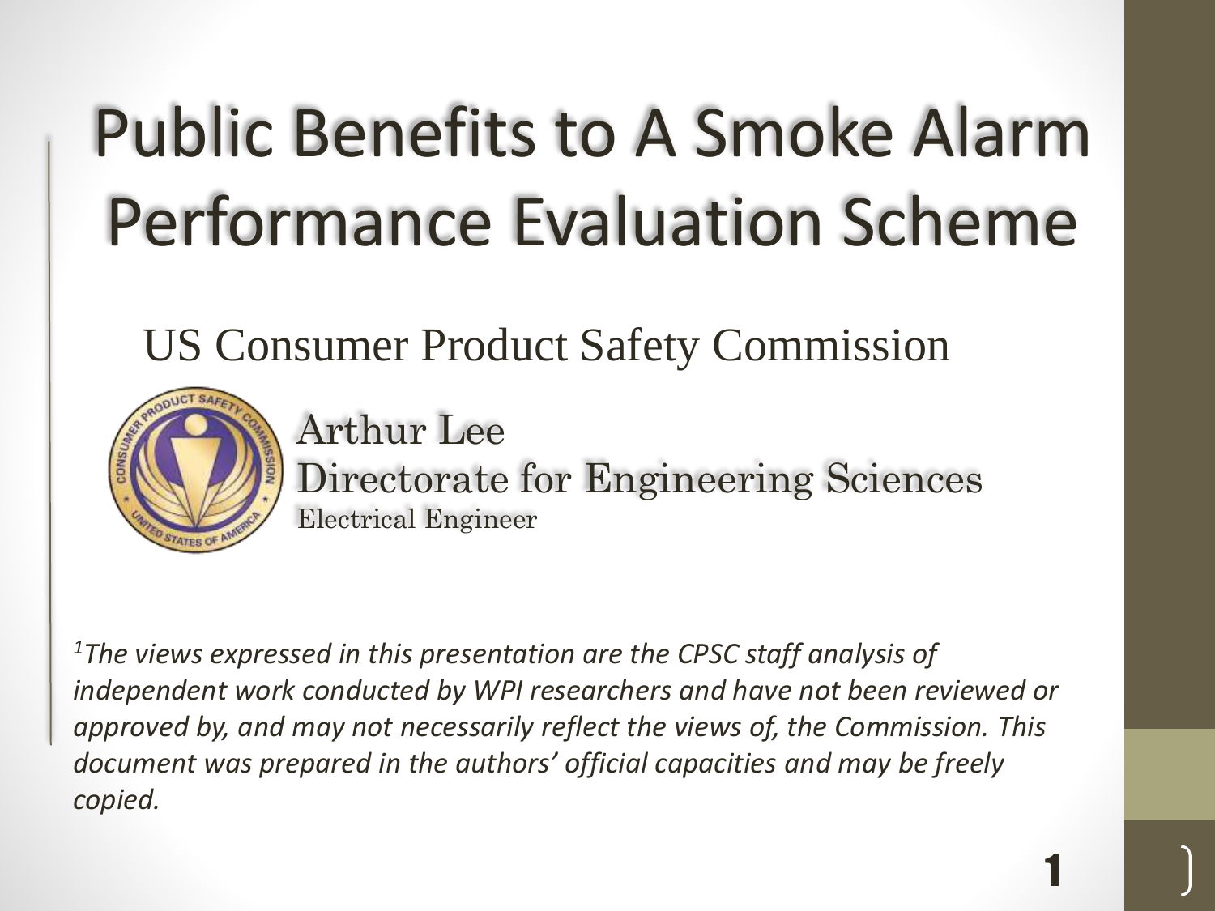# Public Benefits to A Smoke Alarm Performance Evaluation Scheme

## US Consumer Product Safety Commission

Arthur Lee
Directorate for Engineering Sciences
Electrical Engineer

*[1] The views expressed in this presentation are the CPSC staff analysis of independent work conducted by WPI researchers and have not been reviewed or approved by, and may not necessarily reflect the views of, the Commission. This document was prepared in the authors' official capacities and may be freely copied.*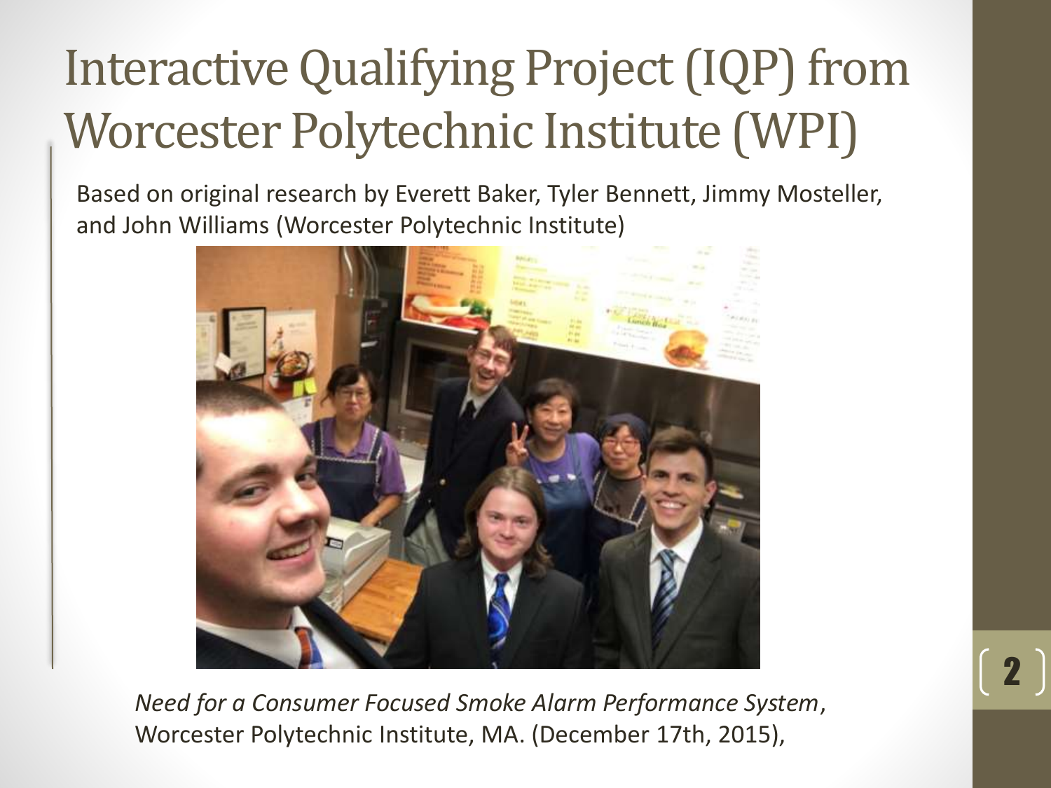# Interactive Qualifying Project (IQP) from Worcester Polytechnic Institute (WPI)

Based on original research by Everett Baker, Tyler Bennett, Jimmy Mosteller, and John Williams (Worcester Polytechnic Institute)

*Need for a Consumer Focused Smoke Alarm Performance System*, Worcester Polytechnic Institute, MA. (December 17th, 2015),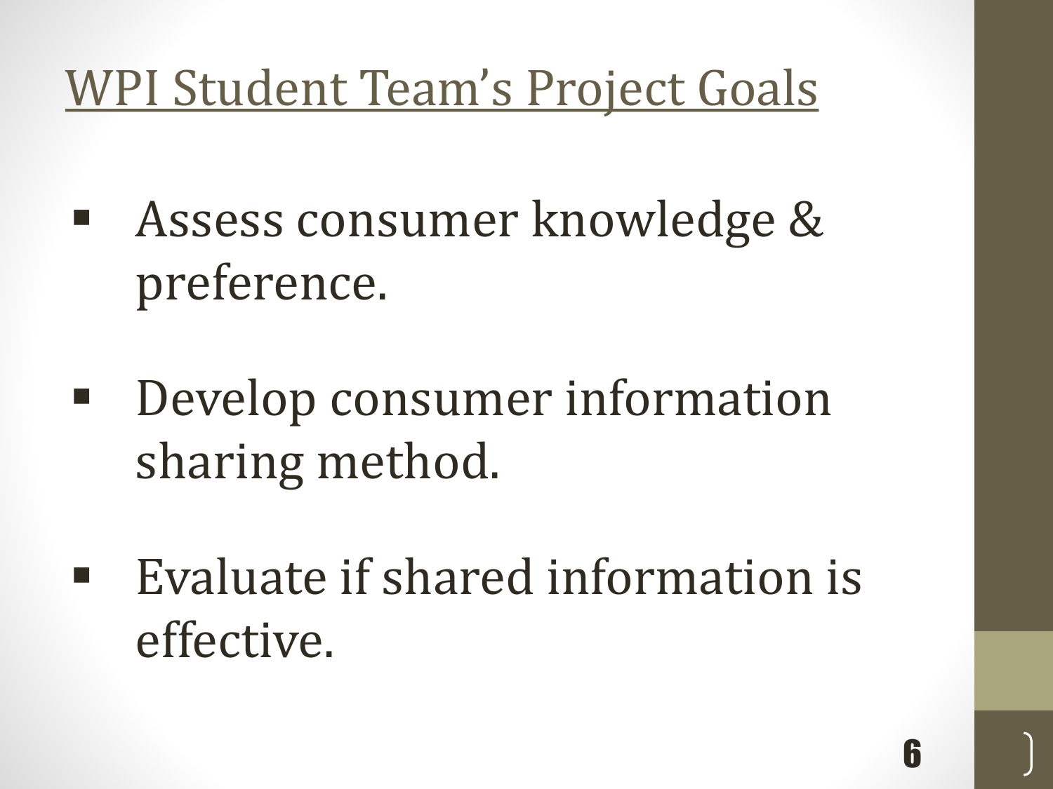# WPI Student Team's Project Goals

- Assess consumer knowledge & preference.
- Develop consumer information sharing method.
- Evaluate if shared information is effective.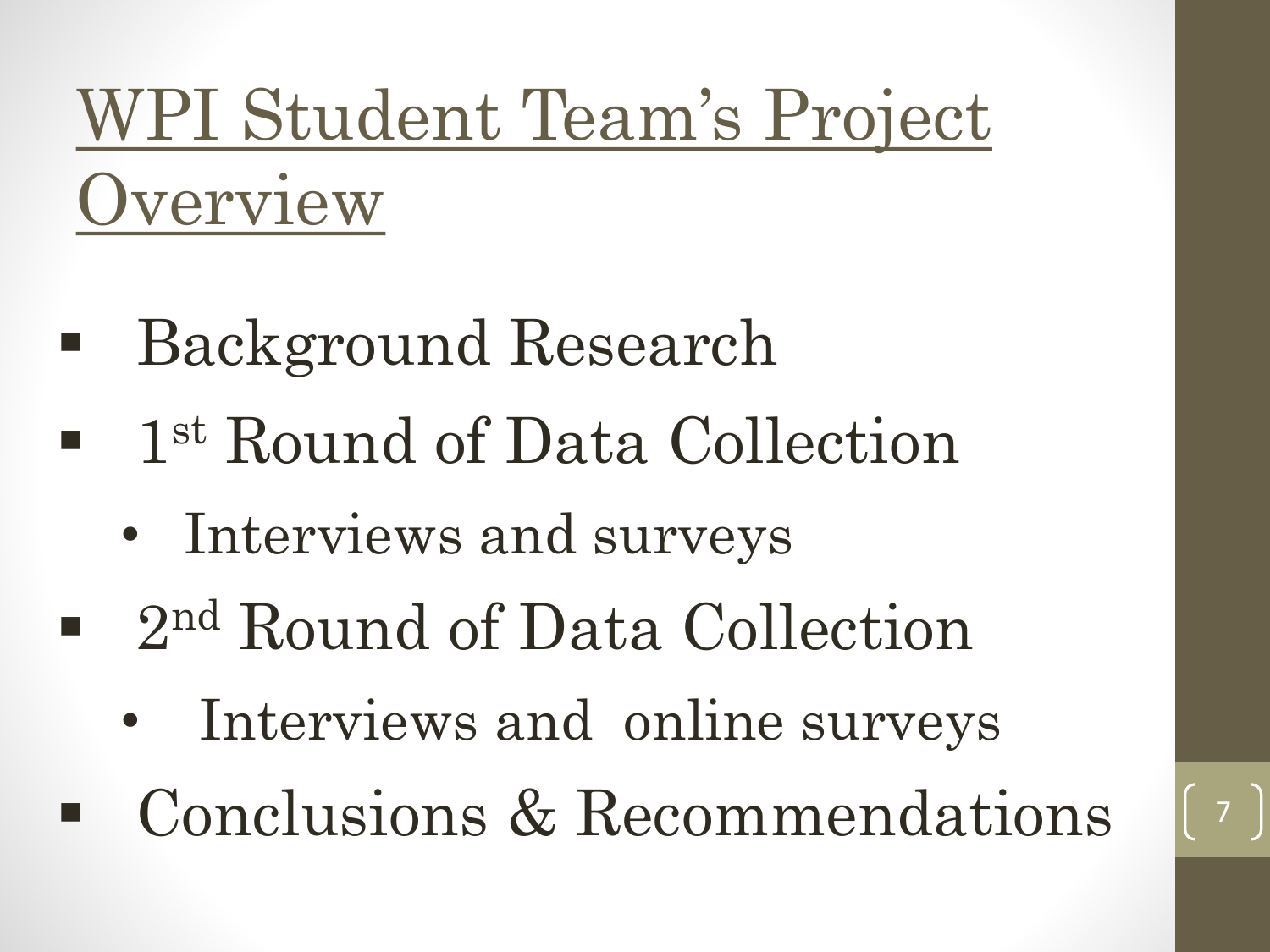# WPI Student Team's Project Overview

- Background Research
- 1st Round of Data Collection
  - Interviews and surveys
- 2nd Round of Data Collection
  - Interviews and online surveys
- Conclusions & Recommendations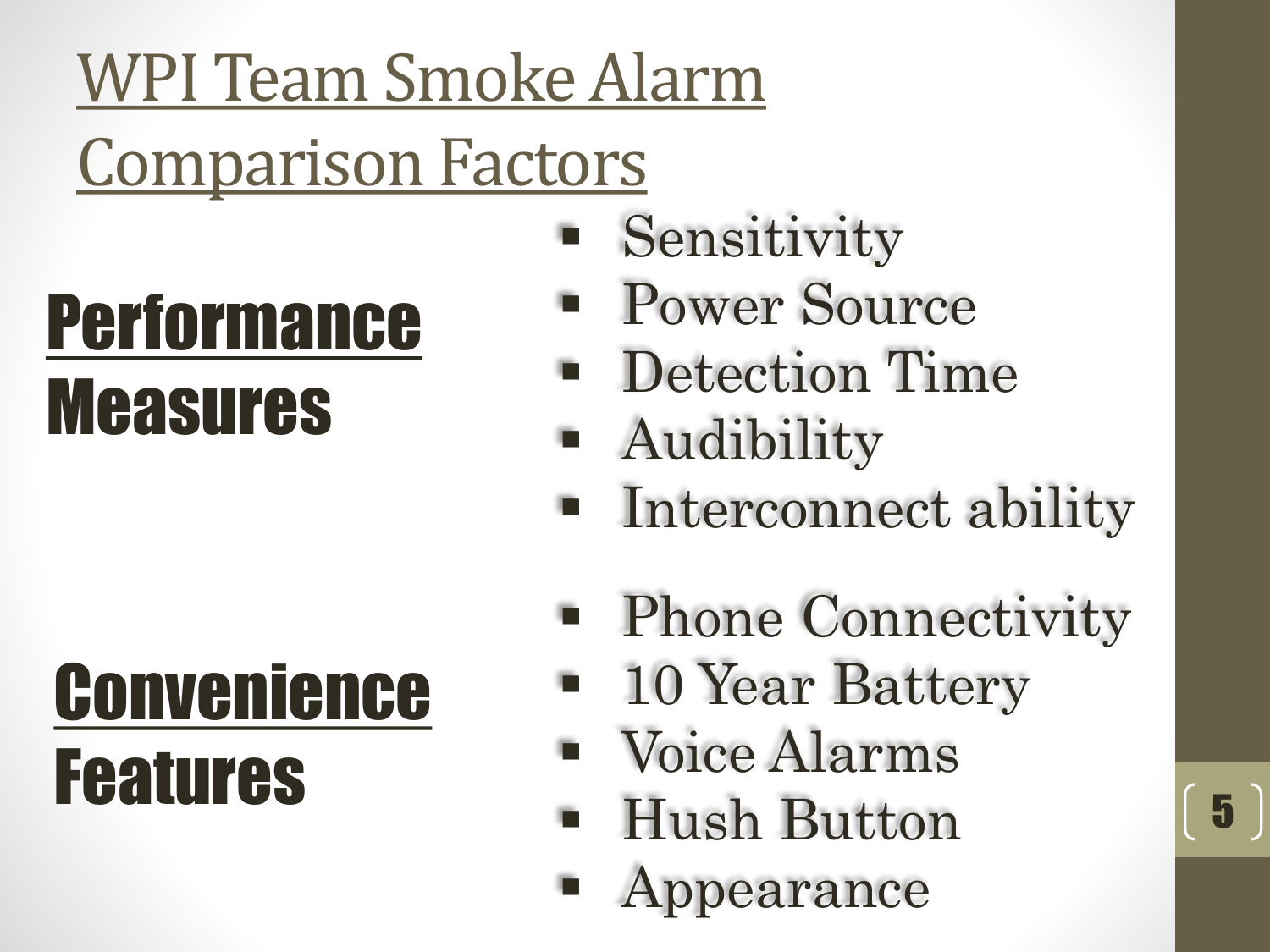# WPI Team Smoke Alarm Comparison Factors

**Performance Measures**

- Sensitivity
- Power Source
- Detection Time
- Audibility
- Interconnect ability

**Convenience Features**

- Phone Connectivity
- 10 Year Battery
- Voice Alarms
- Hush Button
- Appearance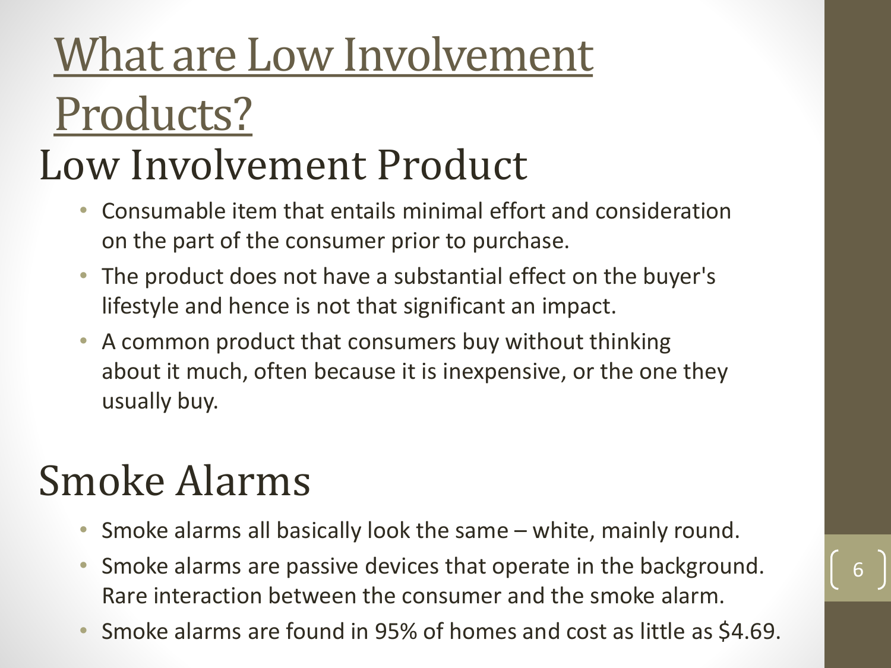# What are Low Involvement Products?

## Low Involvement Product

- Consumable item that entails minimal effort and consideration on the part of the consumer prior to purchase.
- The product does not have a substantial effect on the buyer's lifestyle and hence is not that significant an impact.
- A common product that consumers buy without thinking about it much, often because it is inexpensive, or the one they usually buy.

## Smoke Alarms

- Smoke alarms all basically look the same – white, mainly round.
- Smoke alarms are passive devices that operate in the background. Rare interaction between the consumer and the smoke alarm.
- Smoke alarms are found in 95% of homes and cost as little as $4.69.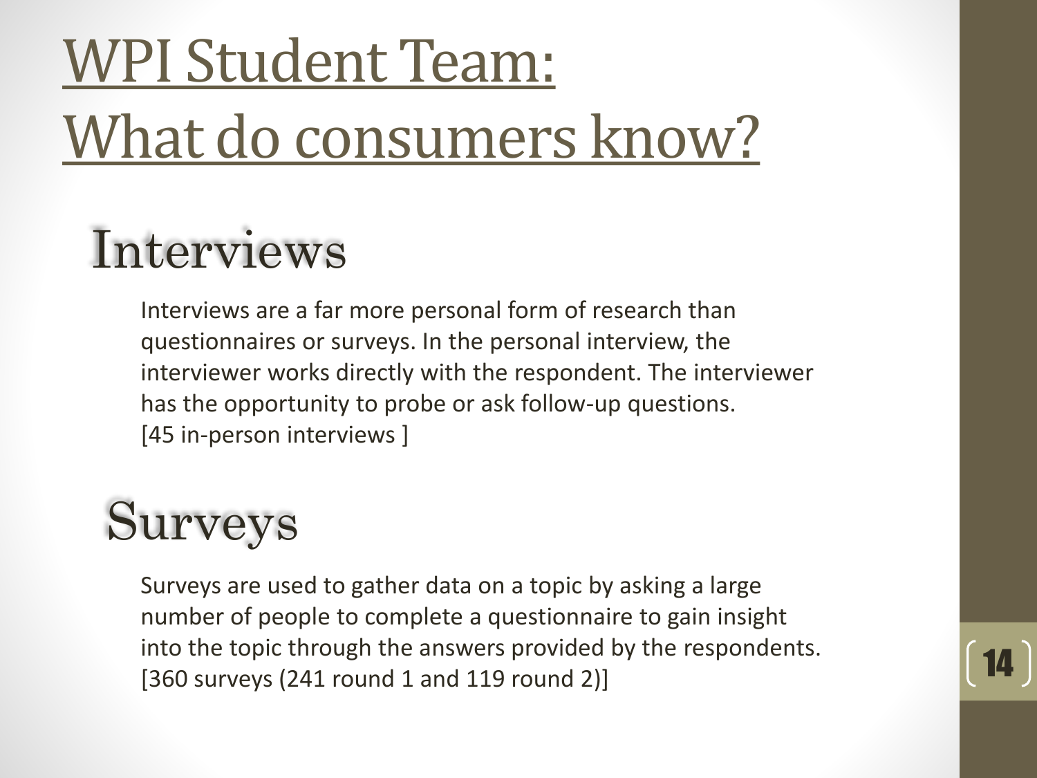# WPI Student Team: What do consumers know?

## Interviews

Interviews are a far more personal form of research than questionnaires or surveys. In the personal interview, the interviewer works directly with the respondent. The interviewer has the opportunity to probe or ask follow-up questions.
[45 in-person interviews ]

## Surveys

Surveys are used to gather data on a topic by asking a large number of people to complete a questionnaire to gain insight into the topic through the answers provided by the respondents.
[360 surveys (241 round 1 and 119 round 2)]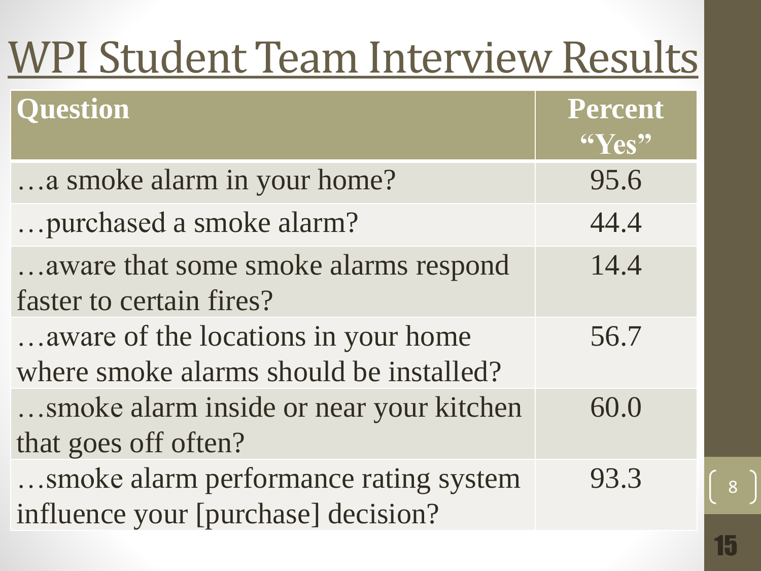# WPI Student Team Interview Results

| Question | Percent "Yes" |
|---|---|
| …a smoke alarm in your home? | 95.6 |
| …purchased a smoke alarm? | 44.4 |
| …aware that some smoke alarms respond faster to certain fires? | 14.4 |
| …aware of the locations in your home where smoke alarms should be installed? | 56.7 |
| …smoke alarm inside or near your kitchen that goes off often? | 60.0 |
| …smoke alarm performance rating system influence your [purchase] decision? | 93.3 |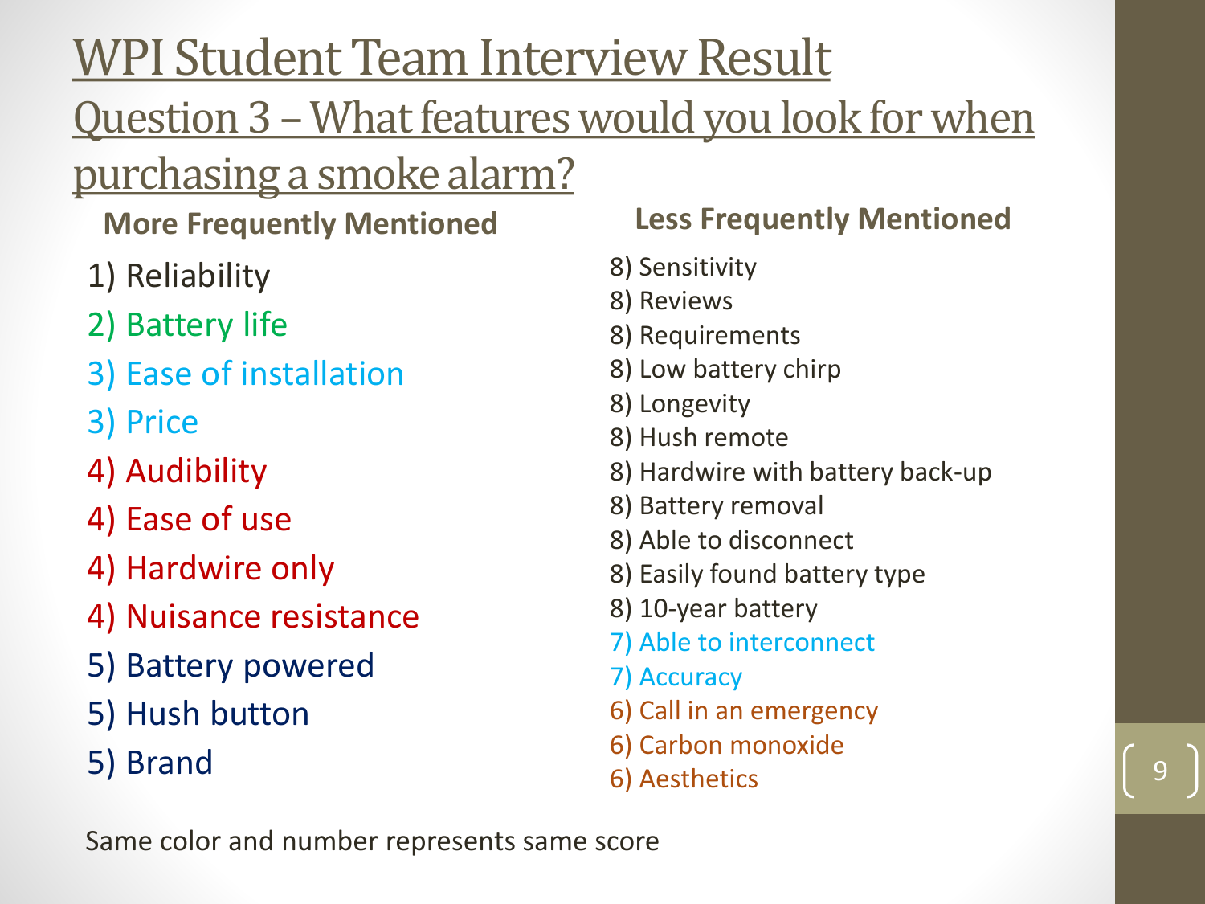# WPI Student Team Interview Result

## Question 3 – What features would you look for when purchasing a smoke alarm?

**More Frequently Mentioned**

1) Reliability
2) Battery life
3) Ease of installation
3) Price
4) Audibility
4) Ease of use
4) Hardwire only
4) Nuisance resistance
5) Battery powered
5) Hush button
5) Brand

**Less Frequently Mentioned**

8) Sensitivity
8) Reviews
8) Requirements
8) Low battery chirp
8) Longevity
8) Hush remote
8) Hardwire with battery back-up
8) Battery removal
8) Able to disconnect
8) Easily found battery type
8) 10-year battery
7) Able to interconnect
7) Accuracy
6) Call in an emergency
6) Carbon monoxide
6) Aesthetics

Same color and number represents same score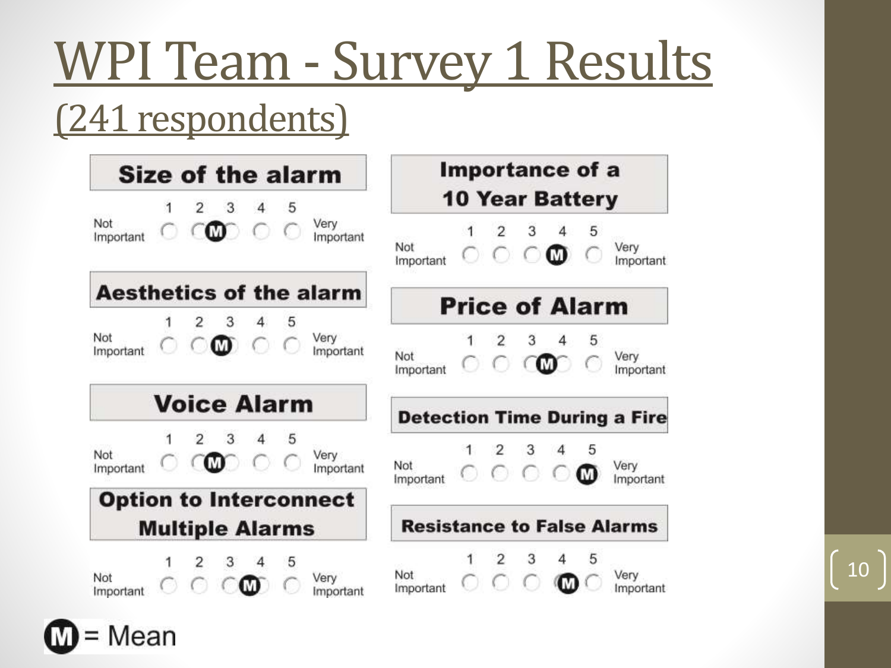# WPI Team - Survey 1 Results

## (241 respondents)

Scale: 1 = Not Important, 5 = Very Important. M = Mean (position of mean marker shown below).

| Survey Item | Mean (approximate position on 1–5 scale) |
|---|---|
| Size of the alarm | between 2 and 3 |
| Aesthetics of the alarm | between 2 and 3 |
| Voice Alarm | between 2 and 3 |
| Option to Interconnect Multiple Alarms | between 3 and 4 |
| Importance of a 10 Year Battery | 4 |
| Price of Alarm | between 3 and 4 |
| Detection Time During a Fire | 5 |
| Resistance to False Alarms | 4 |

M = Mean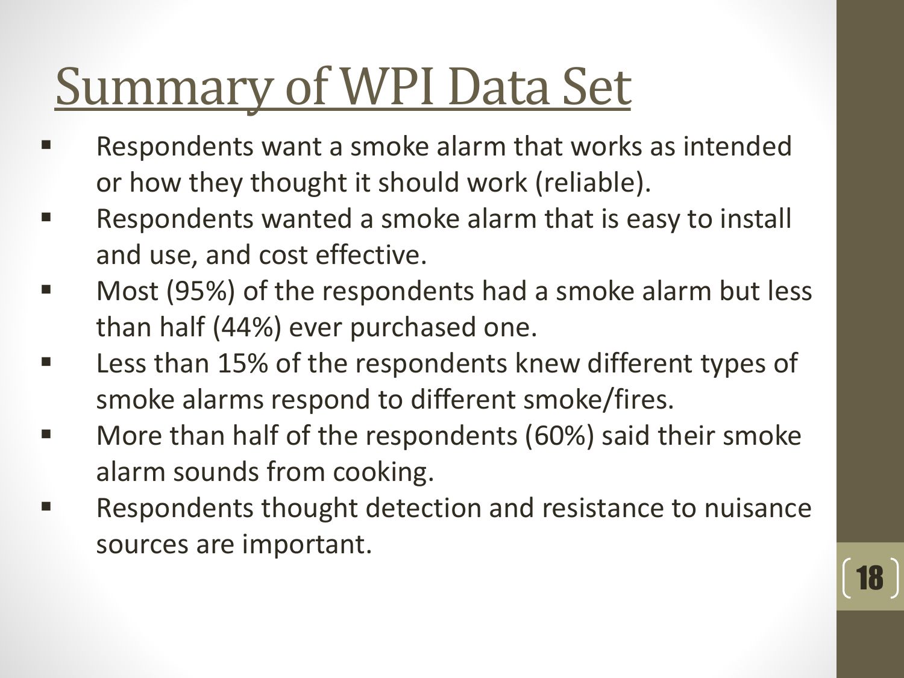# Summary of WPI Data Set

- Respondents want a smoke alarm that works as intended or how they thought it should work (reliable).
- Respondents wanted a smoke alarm that is easy to install and use, and cost effective.
- Most (95%) of the respondents had a smoke alarm but less than half (44%) ever purchased one.
- Less than 15% of the respondents knew different types of smoke alarms respond to different smoke/fires.
- More than half of the respondents (60%) said their smoke alarm sounds from cooking.
- Respondents thought detection and resistance to nuisance sources are important.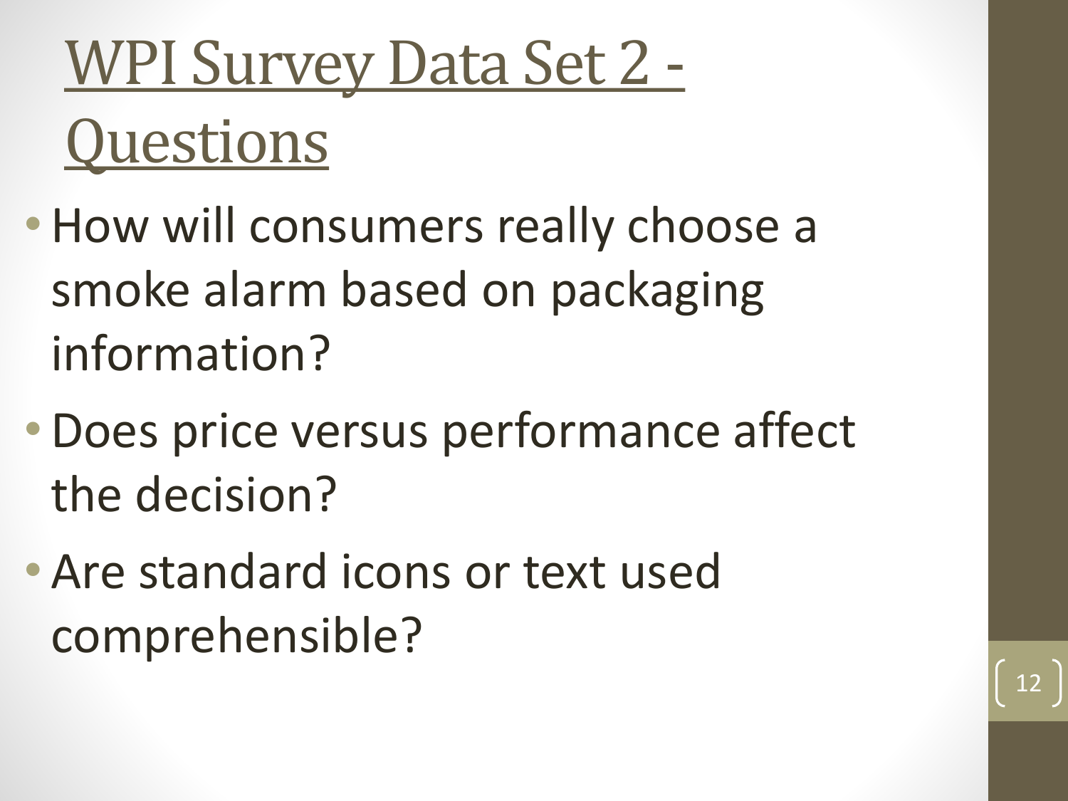# WPI Survey Data Set 2 - Questions

- How will consumers really choose a smoke alarm based on packaging information?
- Does price versus performance affect the decision?
- Are standard icons or text used comprehensible?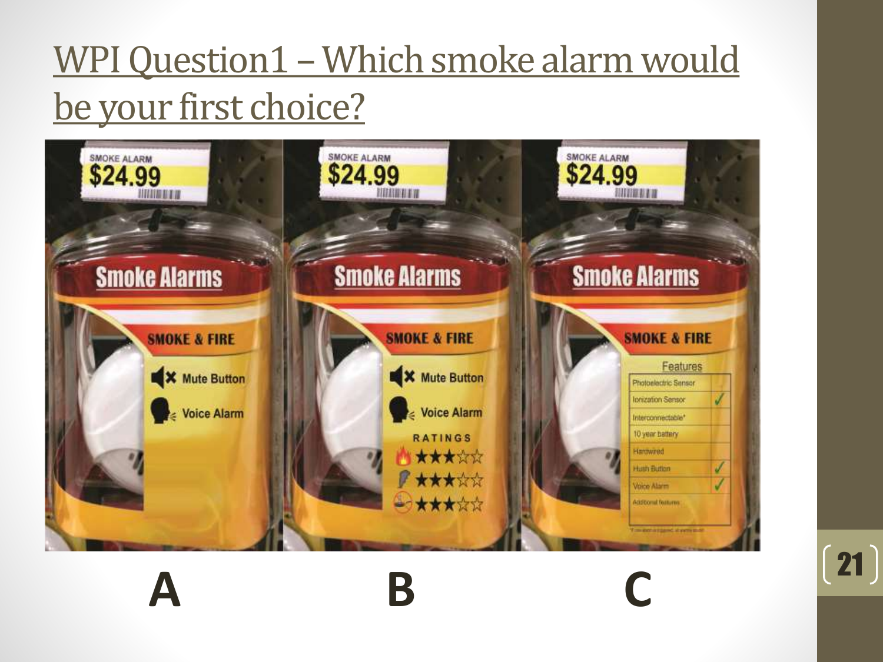# WPI Question1 – Which smoke alarm would be your first choice?

| A | B | C |
| --- | --- | --- |
| SMOKE ALARM $24.99 | SMOKE ALARM $24.99 | SMOKE ALARM $24.99 |
| Smoke Alarms | Smoke Alarms | Smoke Alarms |
| SMOKE & FIRE | SMOKE & FIRE | SMOKE & FIRE |
| Mute Button | Mute Button | Features |
| Voice Alarm | Voice Alarm | Photoelectric Sensor |
| | RATINGS | Ionization Sensor ✓ |
| | ★★★☆☆ | Interconnectable* |
| | ★★★☆☆ | 10 year battery |
| | ★★★☆☆ | Hardwired |
| | | Hush Button ✓ |
| | | Voice Alarm ✓ |
| | | Additional features |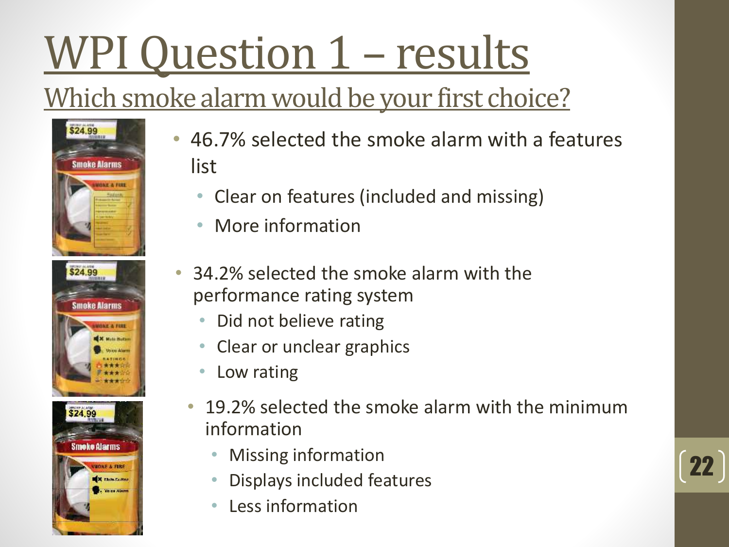# WPI Question 1 – results

## Which smoke alarm would be your first choice?

- 46.7% selected the smoke alarm with a features list
  - Clear on features (included and missing)
  - More information
- 34.2% selected the smoke alarm with the performance rating system
  - Did not believe rating
  - Clear or unclear graphics
  - Low rating
- 19.2% selected the smoke alarm with the minimum information
  - Missing information
  - Displays included features
  - Less information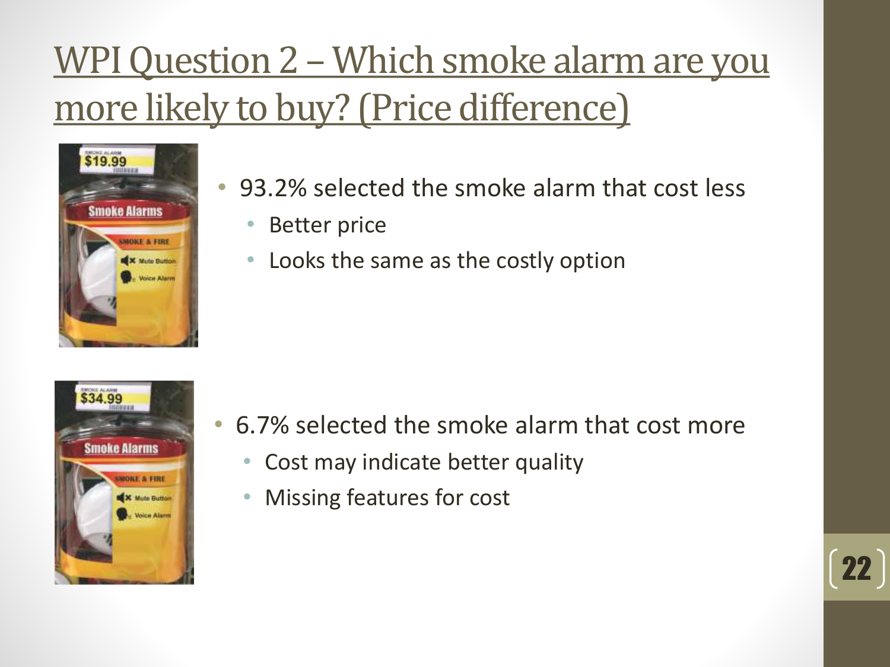# WPI Question 2 – Which smoke alarm are you more likely to buy? (Price difference)

- 93.2% selected the smoke alarm that cost less
  - Better price
  - Looks the same as the costly option

- 6.7% selected the smoke alarm that cost more
  - Cost may indicate better quality
  - Missing features for cost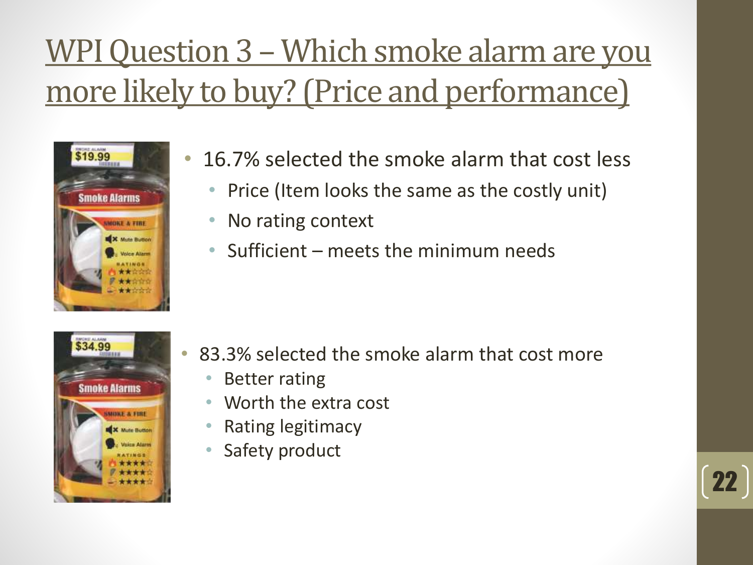# WPI Question 3 – Which smoke alarm are you more likely to buy? (Price and performance)

- 16.7% selected the smoke alarm that cost less
  - Price (Item looks the same as the costly unit)
  - No rating context
  - Sufficient – meets the minimum needs

- 83.3% selected the smoke alarm that cost more
  - Better rating
  - Worth the extra cost
  - Rating legitimacy
  - Safety product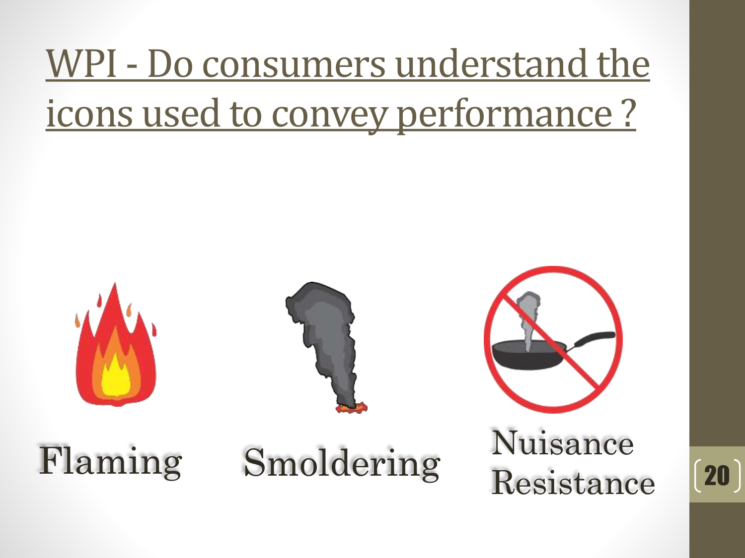# WPI - Do consumers understand the icons used to convey performance ?

Flaming

Smoldering

Nuisance Resistance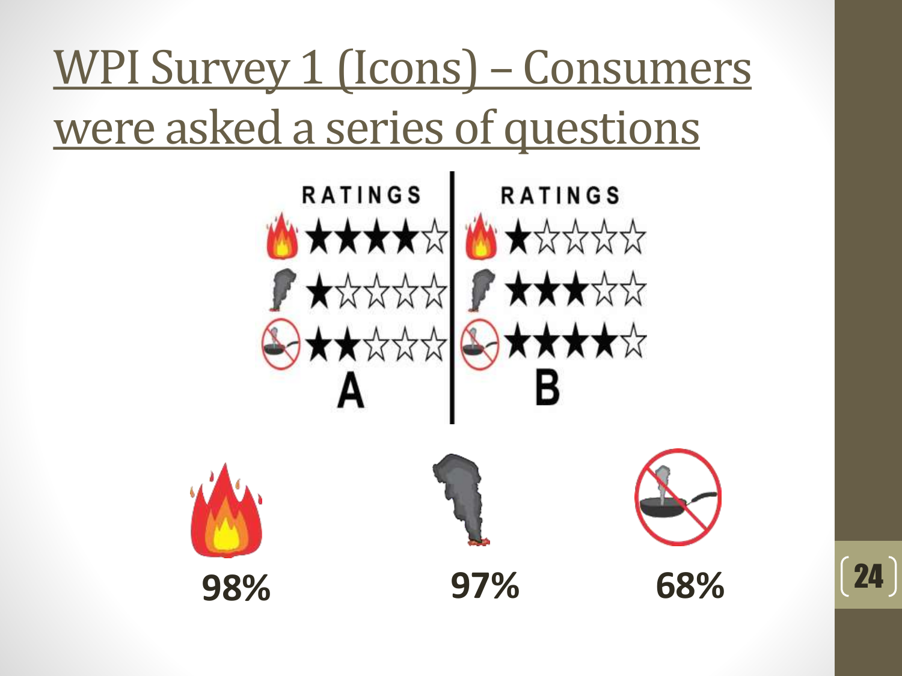# WPI Survey 1 (Icons) – Consumers were asked a series of questions

| | RATINGS A | RATINGS B |
|---|---|---|
| 🔥 | ★★★★☆ | ★☆☆☆☆ |
| Smoke | ★☆☆☆☆ | ★★★☆☆ |
| No-cooking | ★★☆☆☆ | ★★★★☆ |

**98%** **97%** **68%**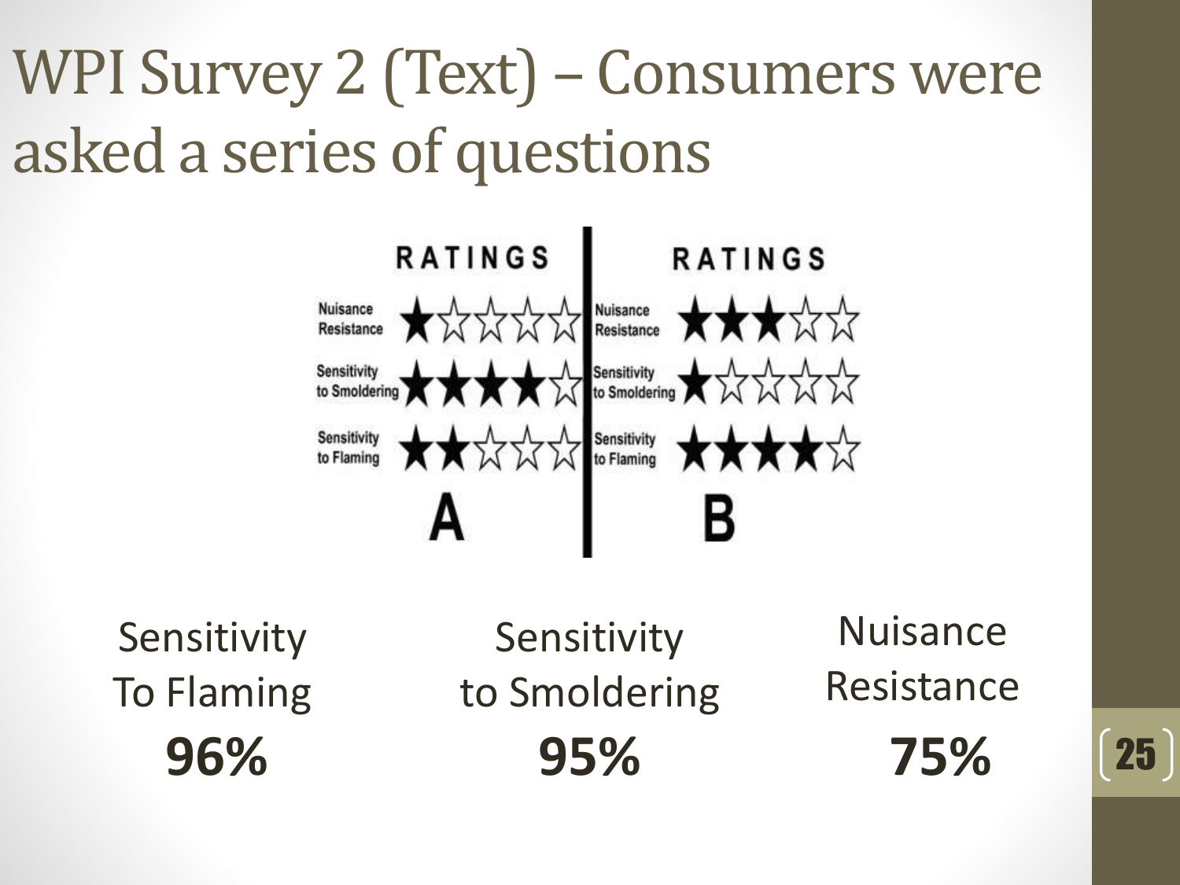# WPI Survey 2 (Text) – Consumers were asked a series of questions

| RATINGS | A | RATINGS | B |
|---|---|---|---|
| Nuisance Resistance | ★☆☆☆☆ | Nuisance Resistance | ★★★☆☆ |
| Sensitivity to Smoldering | ★★★★☆ | Sensitivity to Smoldering | ★☆☆☆☆ |
| Sensitivity to Flaming | ★★☆☆☆ | Sensitivity to Flaming | ★★★★☆ |

| Sensitivity To Flaming | Sensitivity to Smoldering | Nuisance Resistance |
|---|---|---|
| **96%** | **95%** | **75%** |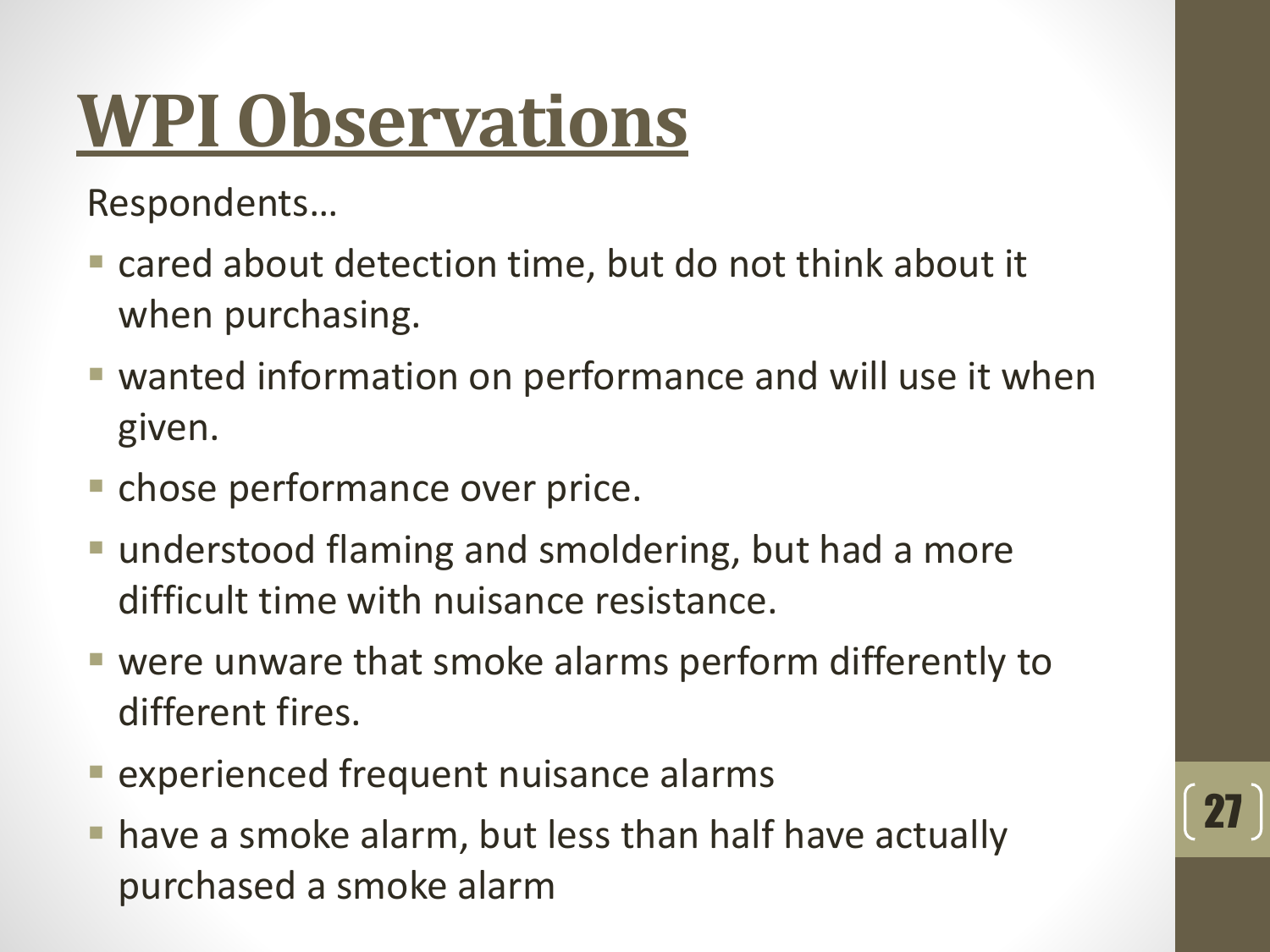# WPI Observations

Respondents…

- cared about detection time, but do not think about it when purchasing.
- wanted information on performance and will use it when given.
- chose performance over price.
- understood flaming and smoldering, but had a more difficult time with nuisance resistance.
- were unware that smoke alarms perform differently to different fires.
- experienced frequent nuisance alarms
- have a smoke alarm, but less than half have actually purchased a smoke alarm